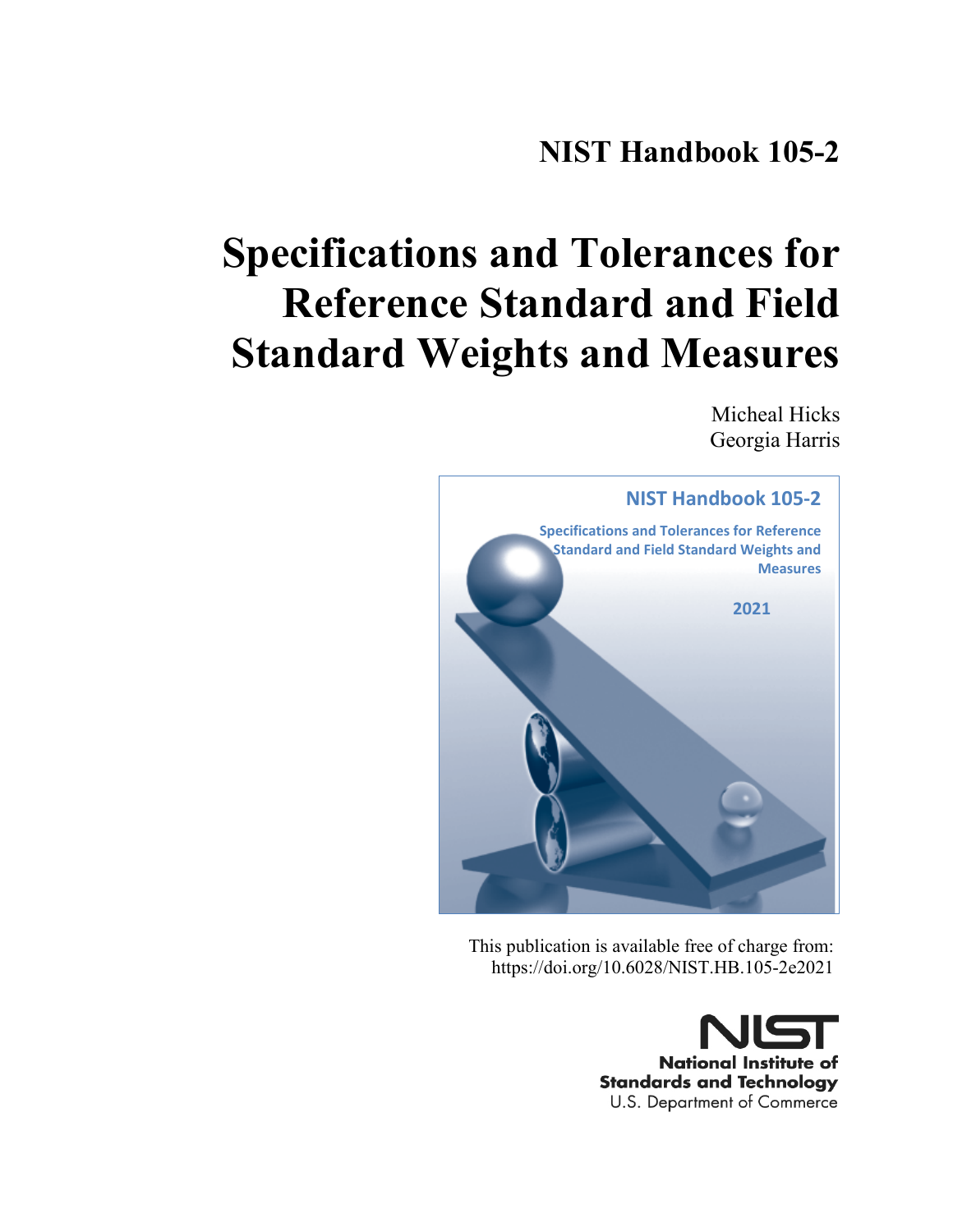# NIST Handbook 105-2

# Specifications and Tolerances for Reference Standard and Field Standard Weights and Measures

Micheal Hicks
Georgia Harris

NIST Handbook 105-2

Specifications and Tolerances for Reference Standard and Field Standard Weights and Measures

2021

This publication is available free of charge from:
https://doi.org/10.6028/NIST.HB.105-2e2021

NIST
National Institute of Standards and Technology
U.S. Department of Commerce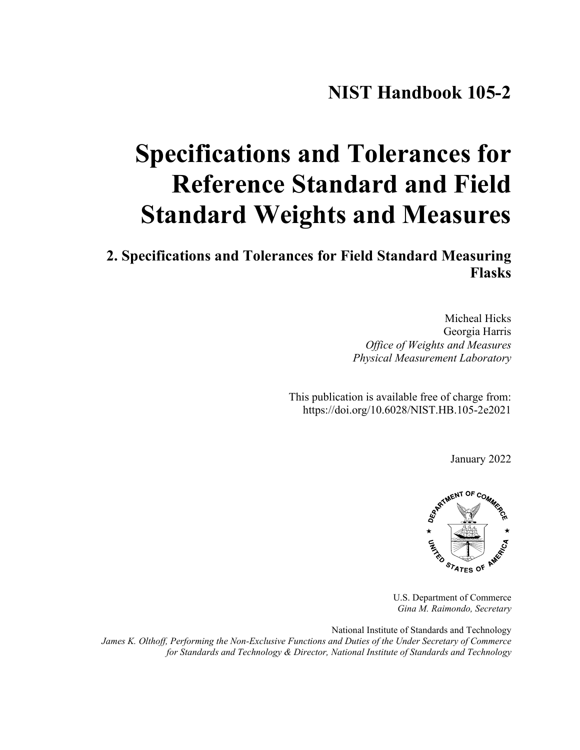# NIST Handbook 105-2

# Specifications and Tolerances for Reference Standard and Field Standard Weights and Measures

## 2. Specifications and Tolerances for Field Standard Measuring Flasks

Micheal Hicks
Georgia Harris
*Office of Weights and Measures*
*Physical Measurement Laboratory*

This publication is available free of charge from:
https://doi.org/10.6028/NIST.HB.105-2e2021

January 2022

U.S. Department of Commerce
*Gina M. Raimondo, Secretary*

National Institute of Standards and Technology
*James K. Olthoff, Performing the Non-Exclusive Functions and Duties of the Under Secretary of Commerce for Standards and Technology & Director, National Institute of Standards and Technology*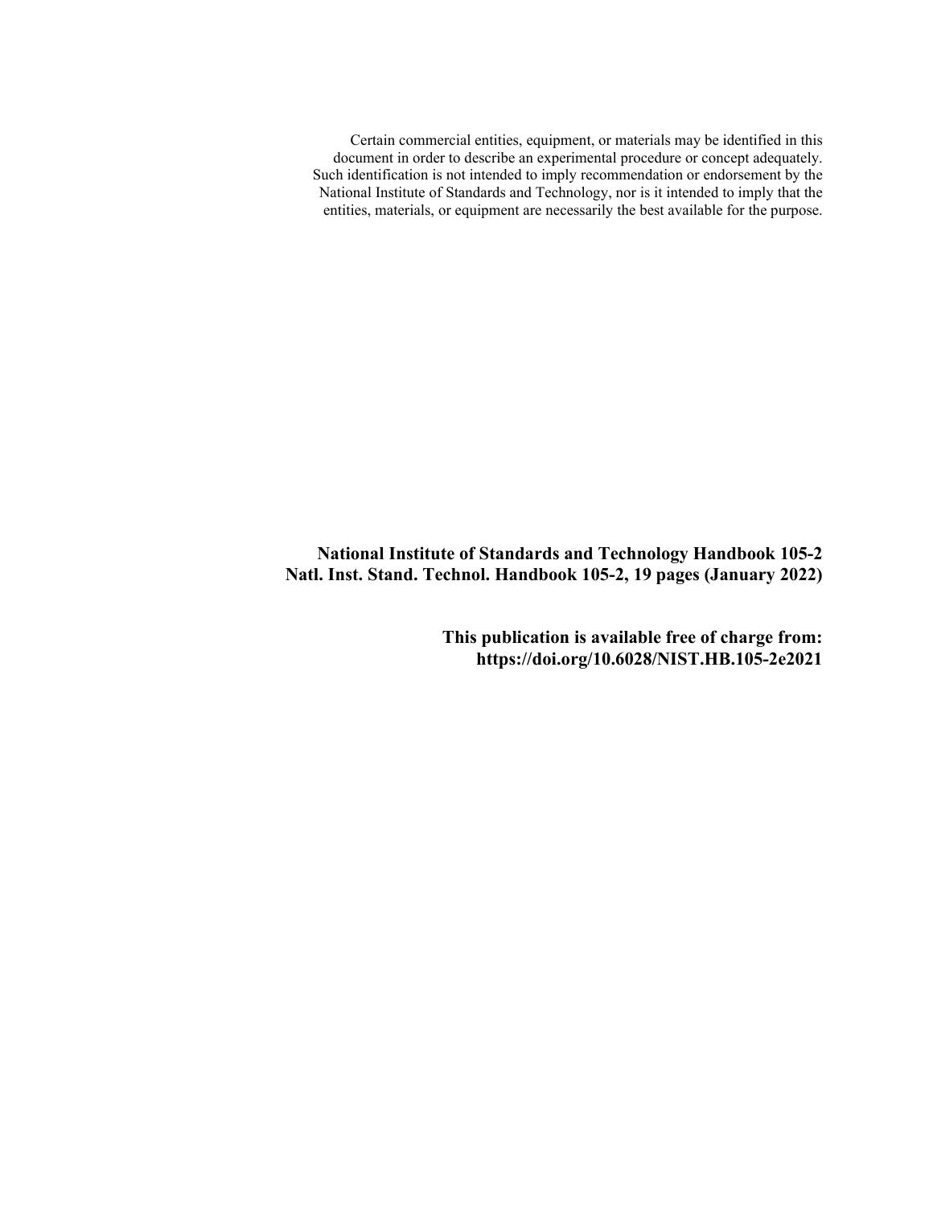Certain commercial entities, equipment, or materials may be identified in this document in order to describe an experimental procedure or concept adequately. Such identification is not intended to imply recommendation or endorsement by the National Institute of Standards and Technology, nor is it intended to imply that the entities, materials, or equipment are necessarily the best available for the purpose.

**National Institute of Standards and Technology Handbook 105-2**
**Natl. Inst. Stand. Technol. Handbook 105-2, 19 pages (January 2022)**

**This publication is available free of charge from:**
**https://doi.org/10.6028/NIST.HB.105-2e2021**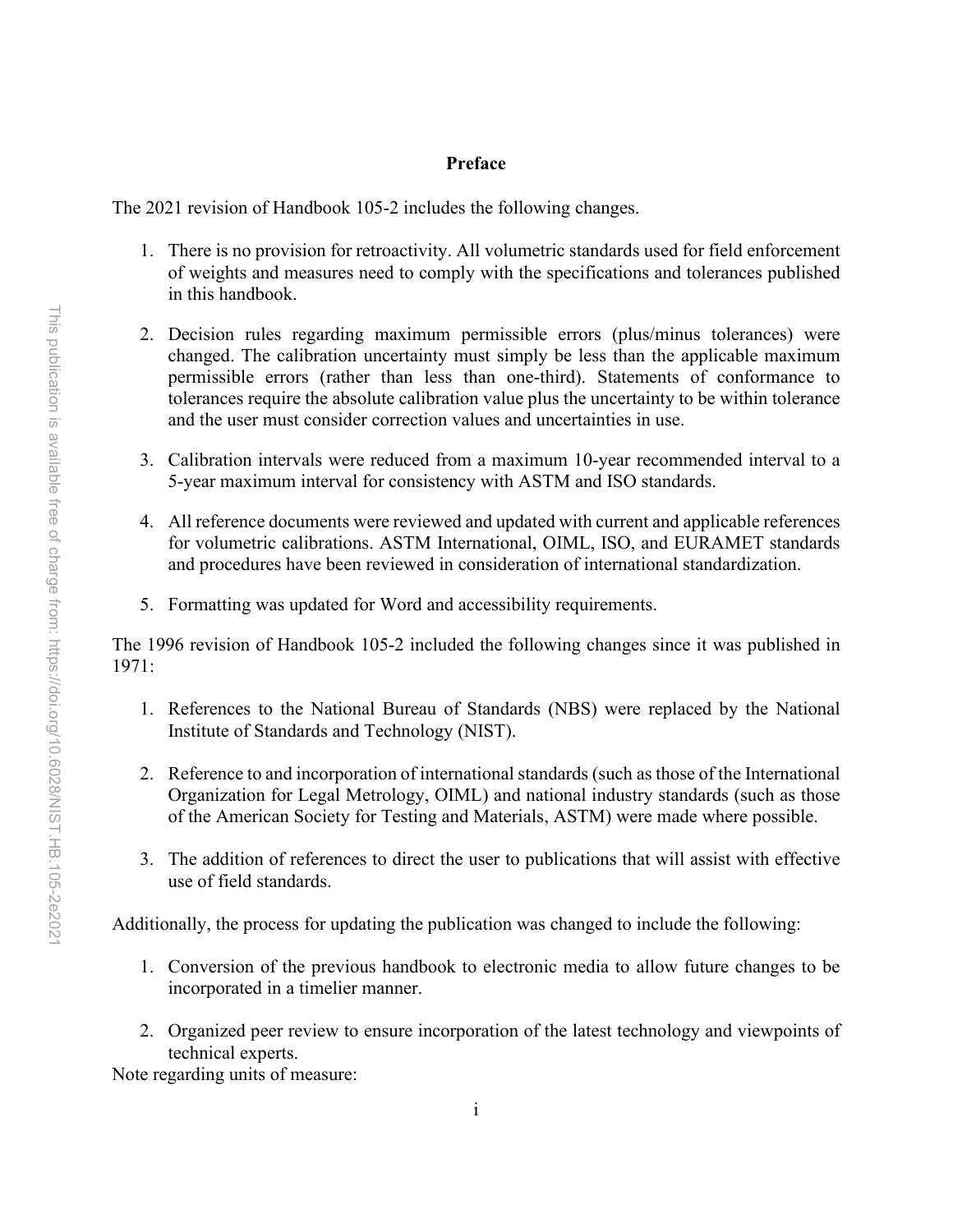## Preface

The 2021 revision of Handbook 105-2 includes the following changes.

1. There is no provision for retroactivity. All volumetric standards used for field enforcement of weights and measures need to comply with the specifications and tolerances published in this handbook.

2. Decision rules regarding maximum permissible errors (plus/minus tolerances) were changed. The calibration uncertainty must simply be less than the applicable maximum permissible errors (rather than less than one-third). Statements of conformance to tolerances require the absolute calibration value plus the uncertainty to be within tolerance and the user must consider correction values and uncertainties in use.

3. Calibration intervals were reduced from a maximum 10-year recommended interval to a 5-year maximum interval for consistency with ASTM and ISO standards.

4. All reference documents were reviewed and updated with current and applicable references for volumetric calibrations. ASTM International, OIML, ISO, and EURAMET standards and procedures have been reviewed in consideration of international standardization.

5. Formatting was updated for Word and accessibility requirements.

The 1996 revision of Handbook 105-2 included the following changes since it was published in 1971:

1. References to the National Bureau of Standards (NBS) were replaced by the National Institute of Standards and Technology (NIST).

2. Reference to and incorporation of international standards (such as those of the International Organization for Legal Metrology, OIML) and national industry standards (such as those of the American Society for Testing and Materials, ASTM) were made where possible.

3. The addition of references to direct the user to publications that will assist with effective use of field standards.

Additionally, the process for updating the publication was changed to include the following:

1. Conversion of the previous handbook to electronic media to allow future changes to be incorporated in a timelier manner.

2. Organized peer review to ensure incorporation of the latest technology and viewpoints of technical experts.

Note regarding units of measure: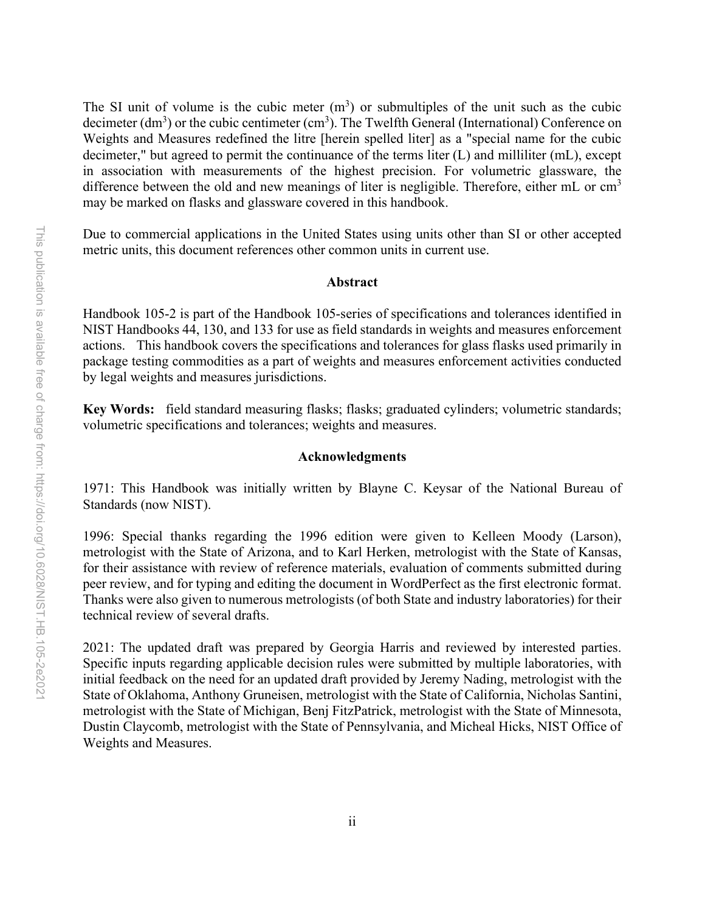The SI unit of volume is the cubic meter ($m^3$) or submultiples of the unit such as the cubic decimeter ($dm^3$) or the cubic centimeter ($cm^3$). The Twelfth General (International) Conference on Weights and Measures redefined the litre [herein spelled liter] as a "special name for the cubic decimeter," but agreed to permit the continuance of the terms liter (L) and milliliter (mL), except in association with measurements of the highest precision. For volumetric glassware, the difference between the old and new meanings of liter is negligible. Therefore, either mL or $cm^3$ may be marked on flasks and glassware covered in this handbook.

Due to commercial applications in the United States using units other than SI or other accepted metric units, this document references other common units in current use.

## Abstract

Handbook 105-2 is part of the Handbook 105-series of specifications and tolerances identified in NIST Handbooks 44, 130, and 133 for use as field standards in weights and measures enforcement actions. This handbook covers the specifications and tolerances for glass flasks used primarily in package testing commodities as a part of weights and measures enforcement activities conducted by legal weights and measures jurisdictions.

**Key Words:** field standard measuring flasks; flasks; graduated cylinders; volumetric standards; volumetric specifications and tolerances; weights and measures.

## Acknowledgments

1971: This Handbook was initially written by Blayne C. Keysar of the National Bureau of Standards (now NIST).

1996: Special thanks regarding the 1996 edition were given to Kelleen Moody (Larson), metrologist with the State of Arizona, and to Karl Herken, metrologist with the State of Kansas, for their assistance with review of reference materials, evaluation of comments submitted during peer review, and for typing and editing the document in WordPerfect as the first electronic format. Thanks were also given to numerous metrologists (of both State and industry laboratories) for their technical review of several drafts.

2021: The updated draft was prepared by Georgia Harris and reviewed by interested parties. Specific inputs regarding applicable decision rules were submitted by multiple laboratories, with initial feedback on the need for an updated draft provided by Jeremy Nading, metrologist with the State of Oklahoma, Anthony Gruneisen, metrologist with the State of California, Nicholas Santini, metrologist with the State of Michigan, Benj FitzPatrick, metrologist with the State of Minnesota, Dustin Claycomb, metrologist with the State of Pennsylvania, and Micheal Hicks, NIST Office of Weights and Measures.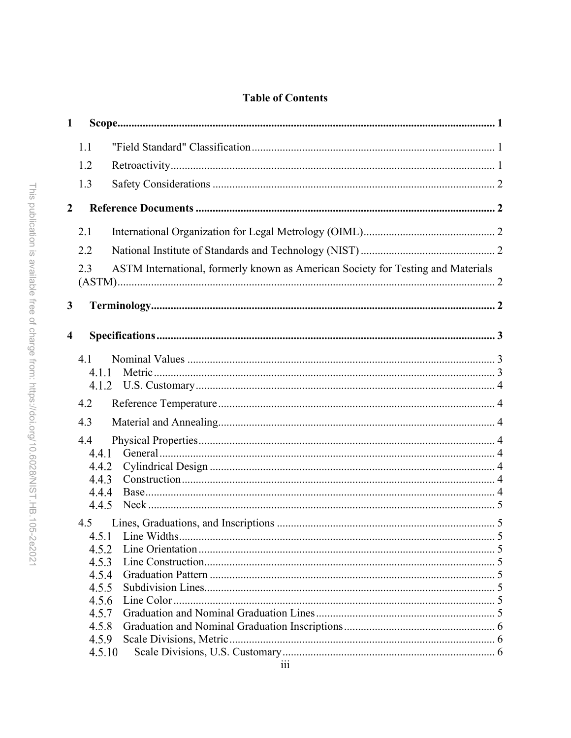# Table of Contents

**1 Scope ..... 1**

- 1.1 "Field Standard" Classification ..... 1
- 1.2 Retroactivity ..... 1
- 1.3 Safety Considerations ..... 2

**2 Reference Documents ..... 2**

- 2.1 International Organization for Legal Metrology (OIML) ..... 2
- 2.2 National Institute of Standards and Technology (NIST) ..... 2
- 2.3 ASTM International, formerly known as American Society for Testing and Materials (ASTM) ..... 2

**3 Terminology ..... 2**

**4 Specifications ..... 3**

- 4.1 Nominal Values ..... 3
  - 4.1.1 Metric ..... 3
  - 4.1.2 U.S. Customary ..... 4
- 4.2 Reference Temperature ..... 4
- 4.3 Material and Annealing ..... 4
- 4.4 Physical Properties ..... 4
  - 4.4.1 General ..... 4
  - 4.4.2 Cylindrical Design ..... 4
  - 4.4.3 Construction ..... 4
  - 4.4.4 Base ..... 4
  - 4.4.5 Neck ..... 5
- 4.5 Lines, Graduations, and Inscriptions ..... 5
  - 4.5.1 Line Widths ..... 5
  - 4.5.2 Line Orientation ..... 5
  - 4.5.3 Line Construction ..... 5
  - 4.5.4 Graduation Pattern ..... 5
  - 4.5.5 Subdivision Lines ..... 5
  - 4.5.6 Line Color ..... 5
  - 4.5.7 Graduation and Nominal Graduation Lines ..... 5
  - 4.5.8 Graduation and Nominal Graduation Inscriptions ..... 6
  - 4.5.9 Scale Divisions, Metric ..... 6
  - 4.5.10 Scale Divisions, U.S. Customary ..... 6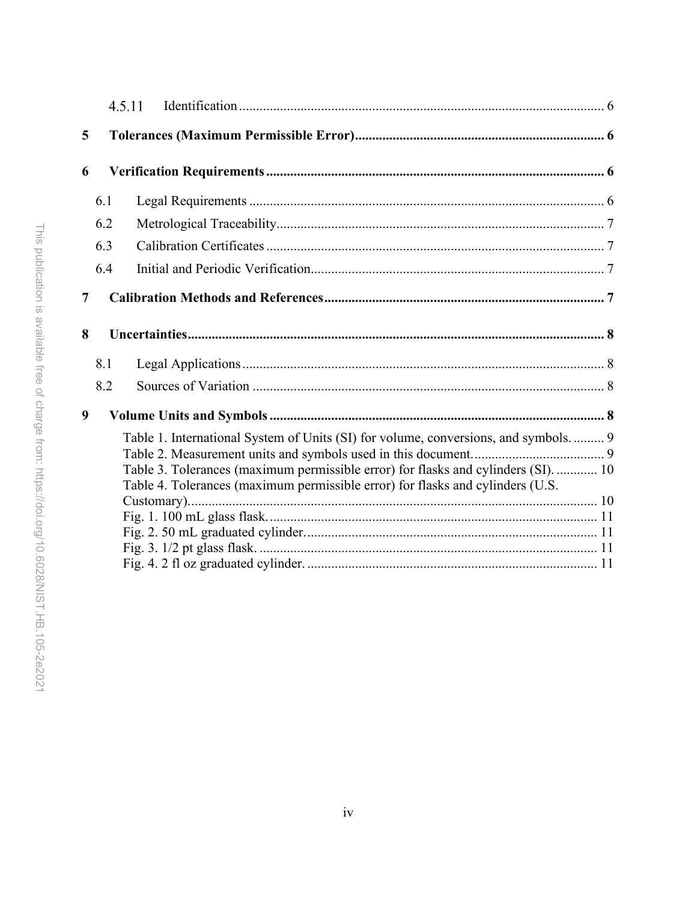4.5.11 Identification ........................................................................................................... 6

**5 Tolerances (Maximum Permissible Error)........................................................................ 6**

**6 Verification Requirements .................................................................................................. 6**

6.1 Legal Requirements ....................................................................................................... 6

6.2 Metrological Traceability............................................................................................... 7

6.3 Calibration Certificates .................................................................................................. 7

6.4 Initial and Periodic Verification..................................................................................... 7

**7 Calibration Methods and References ................................................................................. 7**

**8 Uncertainties......................................................................................................................... 8**

8.1 Legal Applications ......................................................................................................... 8

8.2 Sources of Variation ...................................................................................................... 8

**9 Volume Units and Symbols ................................................................................................. 8**

Table 1. International System of Units (SI) for volume, conversions, and symbols. ......... 9
Table 2. Measurement units and symbols used in this document. ..................................... 9
Table 3. Tolerances (maximum permissible error) for flasks and cylinders (SI). ............ 10
Table 4. Tolerances (maximum permissible error) for flasks and cylinders (U.S. Customary)...................................................................................................................... 10
Fig. 1. 100 mL glass flask. ............................................................................................... 11
Fig. 2. 50 mL graduated cylinder. .................................................................................... 11
Fig. 3. 1/2 pt glass flask. .................................................................................................. 11
Fig. 4. 2 fl oz graduated cylinder. .................................................................................... 11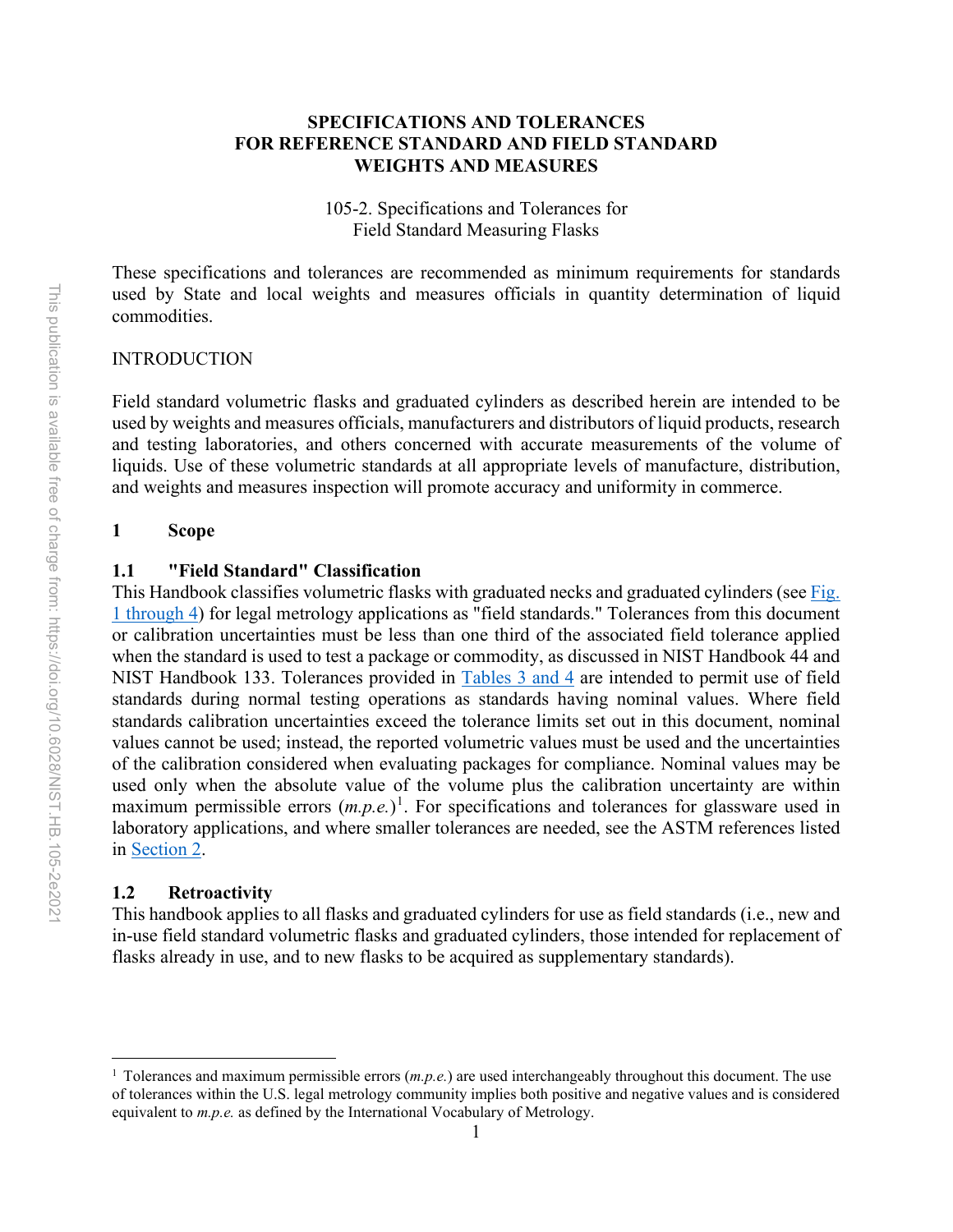**SPECIFICATIONS AND TOLERANCES FOR REFERENCE STANDARD AND FIELD STANDARD WEIGHTS AND MEASURES**

105-2. Specifications and Tolerances for Field Standard Measuring Flasks

These specifications and tolerances are recommended as minimum requirements for standards used by State and local weights and measures officials in quantity determination of liquid commodities.

INTRODUCTION

Field standard volumetric flasks and graduated cylinders as described herein are intended to be used by weights and measures officials, manufacturers and distributors of liquid products, research and testing laboratories, and others concerned with accurate measurements of the volume of liquids. Use of these volumetric standards at all appropriate levels of manufacture, distribution, and weights and measures inspection will promote accuracy and uniformity in commerce.

## 1 Scope

### 1.1 "Field Standard" Classification

This Handbook classifies volumetric flasks with graduated necks and graduated cylinders (see Fig. 1 through 4) for legal metrology applications as "field standards." Tolerances from this document or calibration uncertainties must be less than one third of the associated field tolerance applied when the standard is used to test a package or commodity, as discussed in NIST Handbook 44 and NIST Handbook 133. Tolerances provided in Tables 3 and 4 are intended to permit use of field standards during normal testing operations as standards having nominal values. Where field standards calibration uncertainties exceed the tolerance limits set out in this document, nominal values cannot be used; instead, the reported volumetric values must be used and the uncertainties of the calibration considered when evaluating packages for compliance. Nominal values may be used only when the absolute value of the volume plus the calibration uncertainty are within maximum permissible errors (*m.p.e.*)[1]. For specifications and tolerances for glassware used in laboratory applications, and where smaller tolerances are needed, see the ASTM references listed in Section 2.

### 1.2 Retroactivity

This handbook applies to all flasks and graduated cylinders for use as field standards (i.e., new and in-use field standard volumetric flasks and graduated cylinders, those intended for replacement of flasks already in use, and to new flasks to be acquired as supplementary standards).

---

[1] Tolerances and maximum permissible errors (*m.p.e.*) are used interchangeably throughout this document. The use of tolerances within the U.S. legal metrology community implies both positive and negative values and is considered equivalent to *m.p.e.* as defined by the International Vocabulary of Metrology.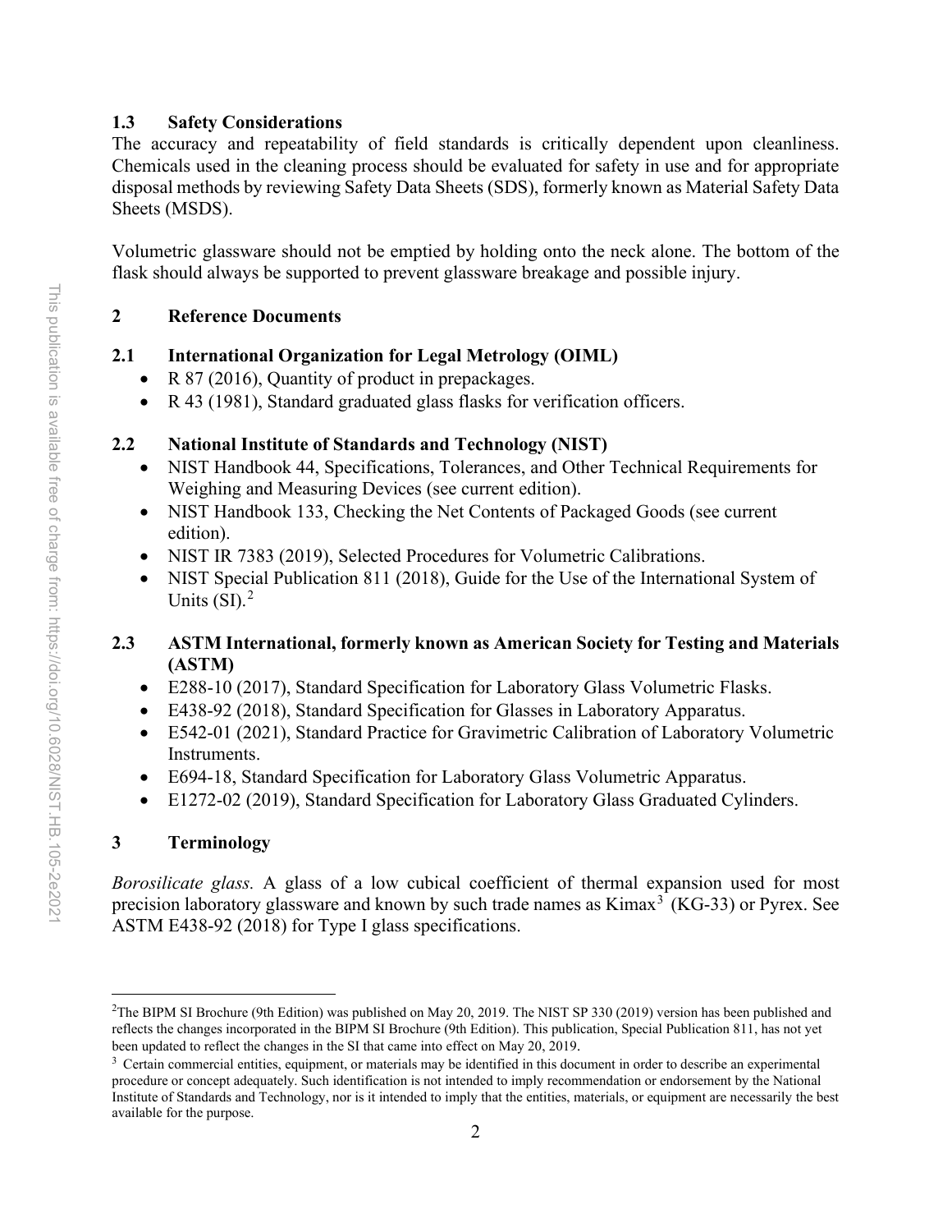### 1.3 Safety Considerations

The accuracy and repeatability of field standards is critically dependent upon cleanliness. Chemicals used in the cleaning process should be evaluated for safety in use and for appropriate disposal methods by reviewing Safety Data Sheets (SDS), formerly known as Material Safety Data Sheets (MSDS).

Volumetric glassware should not be emptied by holding onto the neck alone. The bottom of the flask should always be supported to prevent glassware breakage and possible injury.

## 2 Reference Documents

### 2.1 International Organization for Legal Metrology (OIML)

- R 87 (2016), Quantity of product in prepackages.
- R 43 (1981), Standard graduated glass flasks for verification officers.

### 2.2 National Institute of Standards and Technology (NIST)

- NIST Handbook 44, Specifications, Tolerances, and Other Technical Requirements for Weighing and Measuring Devices (see current edition).
- NIST Handbook 133, Checking the Net Contents of Packaged Goods (see current edition).
- NIST IR 7383 (2019), Selected Procedures for Volumetric Calibrations.
- NIST Special Publication 811 (2018), Guide for the Use of the International System of Units (SI).[2]

### 2.3 ASTM International, formerly known as American Society for Testing and Materials (ASTM)

- E288-10 (2017), Standard Specification for Laboratory Glass Volumetric Flasks.
- E438-92 (2018), Standard Specification for Glasses in Laboratory Apparatus.
- E542-01 (2021), Standard Practice for Gravimetric Calibration of Laboratory Volumetric Instruments.
- E694-18, Standard Specification for Laboratory Glass Volumetric Apparatus.
- E1272-02 (2019), Standard Specification for Laboratory Glass Graduated Cylinders.

## 3 Terminology

*Borosilicate glass.* A glass of a low cubical coefficient of thermal expansion used for most precision laboratory glassware and known by such trade names as Kimax[3] (KG-33) or Pyrex. See ASTM E438-92 (2018) for Type I glass specifications.

---

[2] The BIPM SI Brochure (9th Edition) was published on May 20, 2019. The NIST SP 330 (2019) version has been published and reflects the changes incorporated in the BIPM SI Brochure (9th Edition). This publication, Special Publication 811, has not yet been updated to reflect the changes in the SI that came into effect on May 20, 2019.

[3] Certain commercial entities, equipment, or materials may be identified in this document in order to describe an experimental procedure or concept adequately. Such identification is not intended to imply recommendation or endorsement by the National Institute of Standards and Technology, nor is it intended to imply that the entities, materials, or equipment are necessarily the best available for the purpose.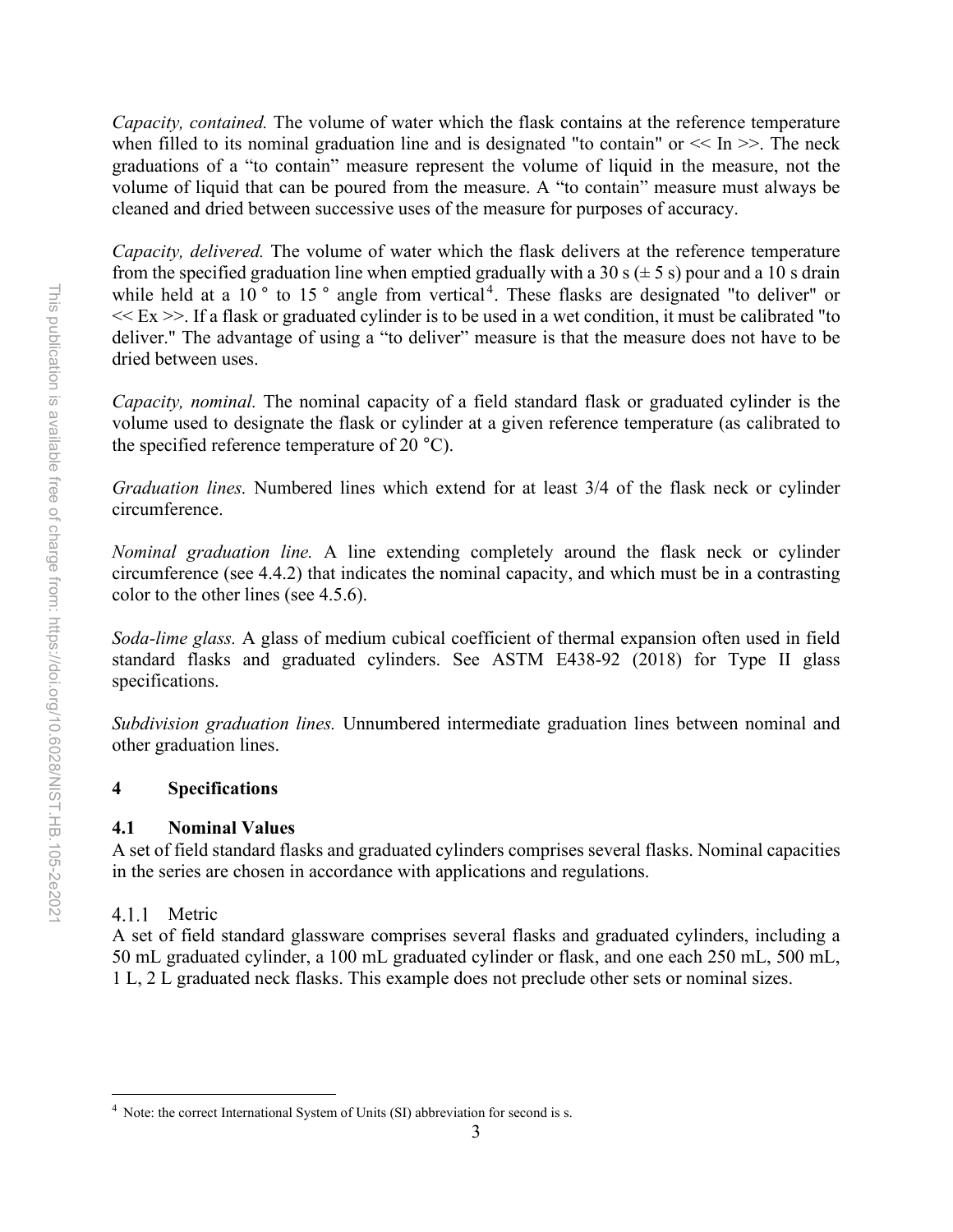*Capacity, contained.* The volume of water which the flask contains at the reference temperature when filled to its nominal graduation line and is designated "to contain" or << In >>. The neck graduations of a "to contain" measure represent the volume of liquid in the measure, not the volume of liquid that can be poured from the measure. A "to contain" measure must always be cleaned and dried between successive uses of the measure for purposes of accuracy.

*Capacity, delivered.* The volume of water which the flask delivers at the reference temperature from the specified graduation line when emptied gradually with a 30 s (± 5 s) pour and a 10 s drain while held at a 10 ° to 15 ° angle from vertical[4]. These flasks are designated "to deliver" or << Ex >>. If a flask or graduated cylinder is to be used in a wet condition, it must be calibrated "to deliver." The advantage of using a "to deliver" measure is that the measure does not have to be dried between uses.

*Capacity, nominal.* The nominal capacity of a field standard flask or graduated cylinder is the volume used to designate the flask or cylinder at a given reference temperature (as calibrated to the specified reference temperature of 20 °C).

*Graduation lines.* Numbered lines which extend for at least 3/4 of the flask neck or cylinder circumference.

*Nominal graduation line.* A line extending completely around the flask neck or cylinder circumference (see 4.4.2) that indicates the nominal capacity, and which must be in a contrasting color to the other lines (see 4.5.6).

*Soda-lime glass.* A glass of medium cubical coefficient of thermal expansion often used in field standard flasks and graduated cylinders. See ASTM E438-92 (2018) for Type II glass specifications.

*Subdivision graduation lines.* Unnumbered intermediate graduation lines between nominal and other graduation lines.

## 4 Specifications

### 4.1 Nominal Values

A set of field standard flasks and graduated cylinders comprises several flasks. Nominal capacities in the series are chosen in accordance with applications and regulations.

#### 4.1.1 Metric

A set of field standard glassware comprises several flasks and graduated cylinders, including a 50 mL graduated cylinder, a 100 mL graduated cylinder or flask, and one each 250 mL, 500 mL, 1 L, 2 L graduated neck flasks. This example does not preclude other sets or nominal sizes.

[4] Note: the correct International System of Units (SI) abbreviation for second is s.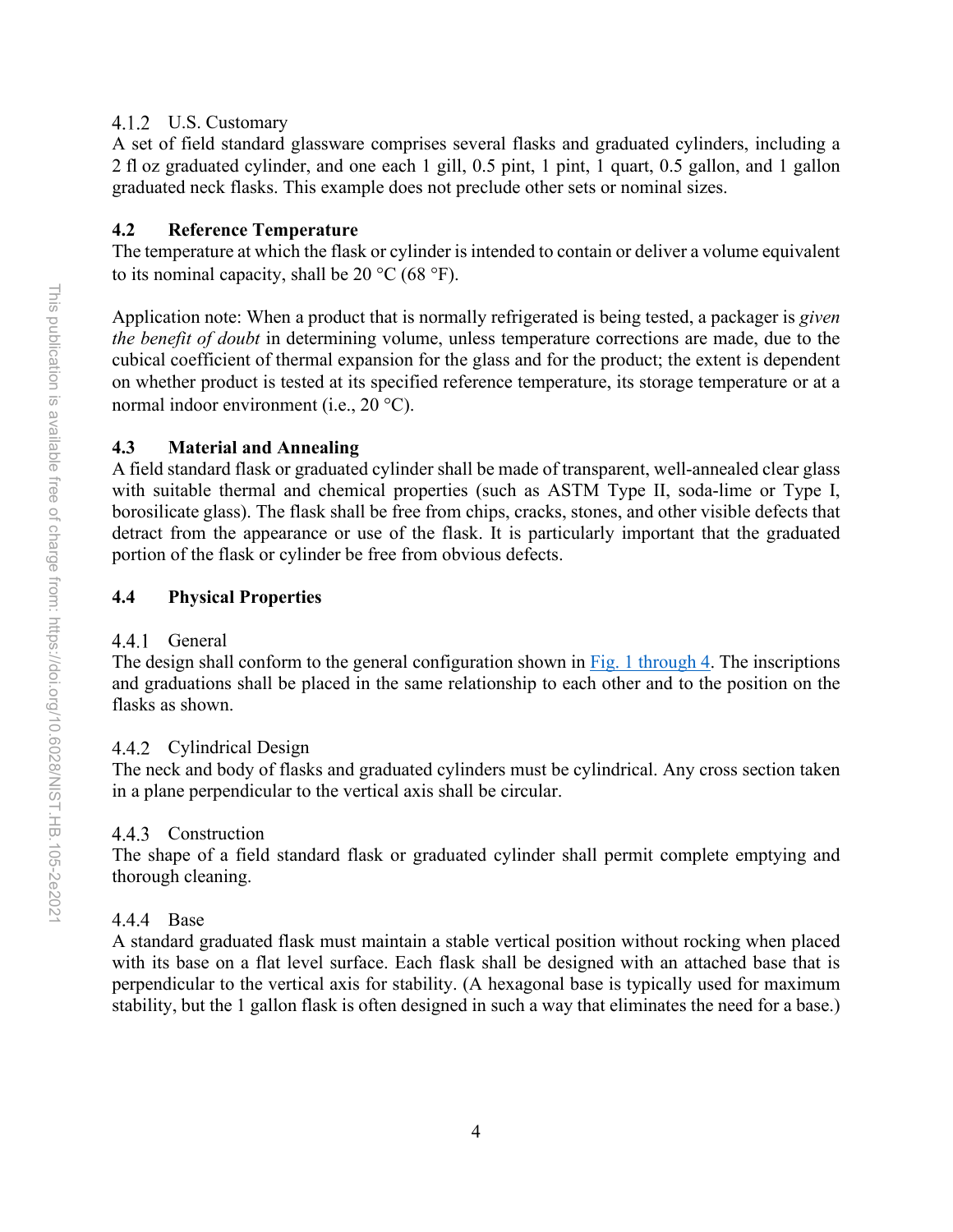#### 4.1.2 U.S. Customary

A set of field standard glassware comprises several flasks and graduated cylinders, including a 2 fl oz graduated cylinder, and one each 1 gill, 0.5 pint, 1 pint, 1 quart, 0.5 gallon, and 1 gallon graduated neck flasks. This example does not preclude other sets or nominal sizes.

### 4.2 Reference Temperature

The temperature at which the flask or cylinder is intended to contain or deliver a volume equivalent to its nominal capacity, shall be 20 °C (68 °F).

Application note: When a product that is normally refrigerated is being tested, a packager is *given the benefit of doubt* in determining volume, unless temperature corrections are made, due to the cubical coefficient of thermal expansion for the glass and for the product; the extent is dependent on whether product is tested at its specified reference temperature, its storage temperature or at a normal indoor environment (i.e., 20 °C).

### 4.3 Material and Annealing

A field standard flask or graduated cylinder shall be made of transparent, well-annealed clear glass with suitable thermal and chemical properties (such as ASTM Type II, soda-lime or Type I, borosilicate glass). The flask shall be free from chips, cracks, stones, and other visible defects that detract from the appearance or use of the flask. It is particularly important that the graduated portion of the flask or cylinder be free from obvious defects.

### 4.4 Physical Properties

#### 4.4.1 General

The design shall conform to the general configuration shown in Fig. 1 through 4. The inscriptions and graduations shall be placed in the same relationship to each other and to the position on the flasks as shown.

#### 4.4.2 Cylindrical Design

The neck and body of flasks and graduated cylinders must be cylindrical. Any cross section taken in a plane perpendicular to the vertical axis shall be circular.

#### 4.4.3 Construction

The shape of a field standard flask or graduated cylinder shall permit complete emptying and thorough cleaning.

#### 4.4.4 Base

A standard graduated flask must maintain a stable vertical position without rocking when placed with its base on a flat level surface. Each flask shall be designed with an attached base that is perpendicular to the vertical axis for stability. (A hexagonal base is typically used for maximum stability, but the 1 gallon flask is often designed in such a way that eliminates the need for a base.)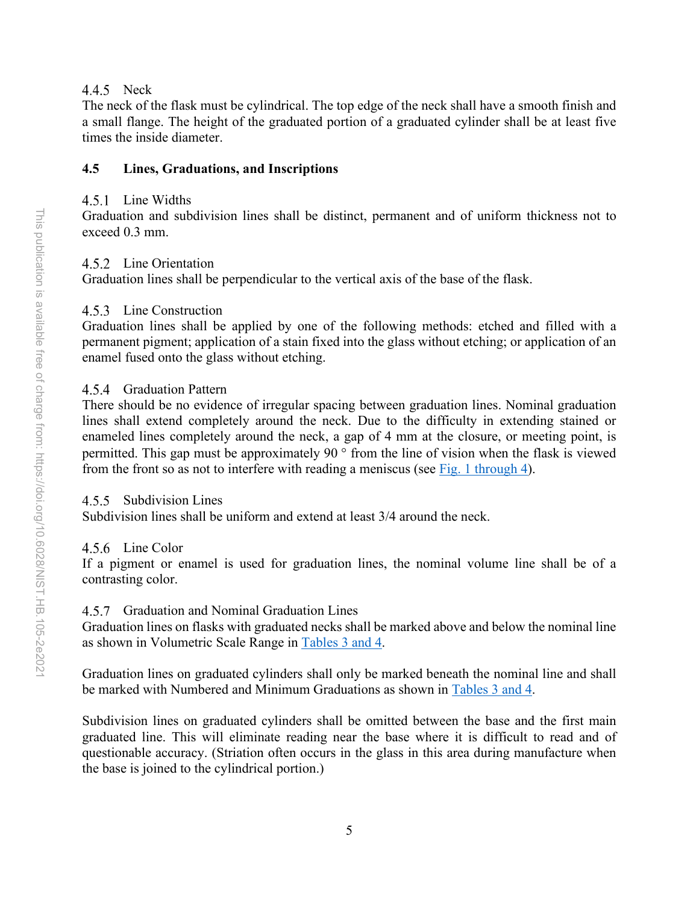#### 4.4.5 Neck

The neck of the flask must be cylindrical. The top edge of the neck shall have a smooth finish and a small flange. The height of the graduated portion of a graduated cylinder shall be at least five times the inside diameter.

### 4.5 Lines, Graduations, and Inscriptions

#### 4.5.1 Line Widths

Graduation and subdivision lines shall be distinct, permanent and of uniform thickness not to exceed 0.3 mm.

#### 4.5.2 Line Orientation

Graduation lines shall be perpendicular to the vertical axis of the base of the flask.

#### 4.5.3 Line Construction

Graduation lines shall be applied by one of the following methods: etched and filled with a permanent pigment; application of a stain fixed into the glass without etching; or application of an enamel fused onto the glass without etching.

#### 4.5.4 Graduation Pattern

There should be no evidence of irregular spacing between graduation lines. Nominal graduation lines shall extend completely around the neck. Due to the difficulty in extending stained or enameled lines completely around the neck, a gap of 4 mm at the closure, or meeting point, is permitted. This gap must be approximately 90 ° from the line of vision when the flask is viewed from the front so as not to interfere with reading a meniscus (see Fig. 1 through 4).

#### 4.5.5 Subdivision Lines

Subdivision lines shall be uniform and extend at least 3/4 around the neck.

#### 4.5.6 Line Color

If a pigment or enamel is used for graduation lines, the nominal volume line shall be of a contrasting color.

#### 4.5.7 Graduation and Nominal Graduation Lines

Graduation lines on flasks with graduated necks shall be marked above and below the nominal line as shown in Volumetric Scale Range in Tables 3 and 4.

Graduation lines on graduated cylinders shall only be marked beneath the nominal line and shall be marked with Numbered and Minimum Graduations as shown in Tables 3 and 4.

Subdivision lines on graduated cylinders shall be omitted between the base and the first main graduated line. This will eliminate reading near the base where it is difficult to read and of questionable accuracy. (Striation often occurs in the glass in this area during manufacture when the base is joined to the cylindrical portion.)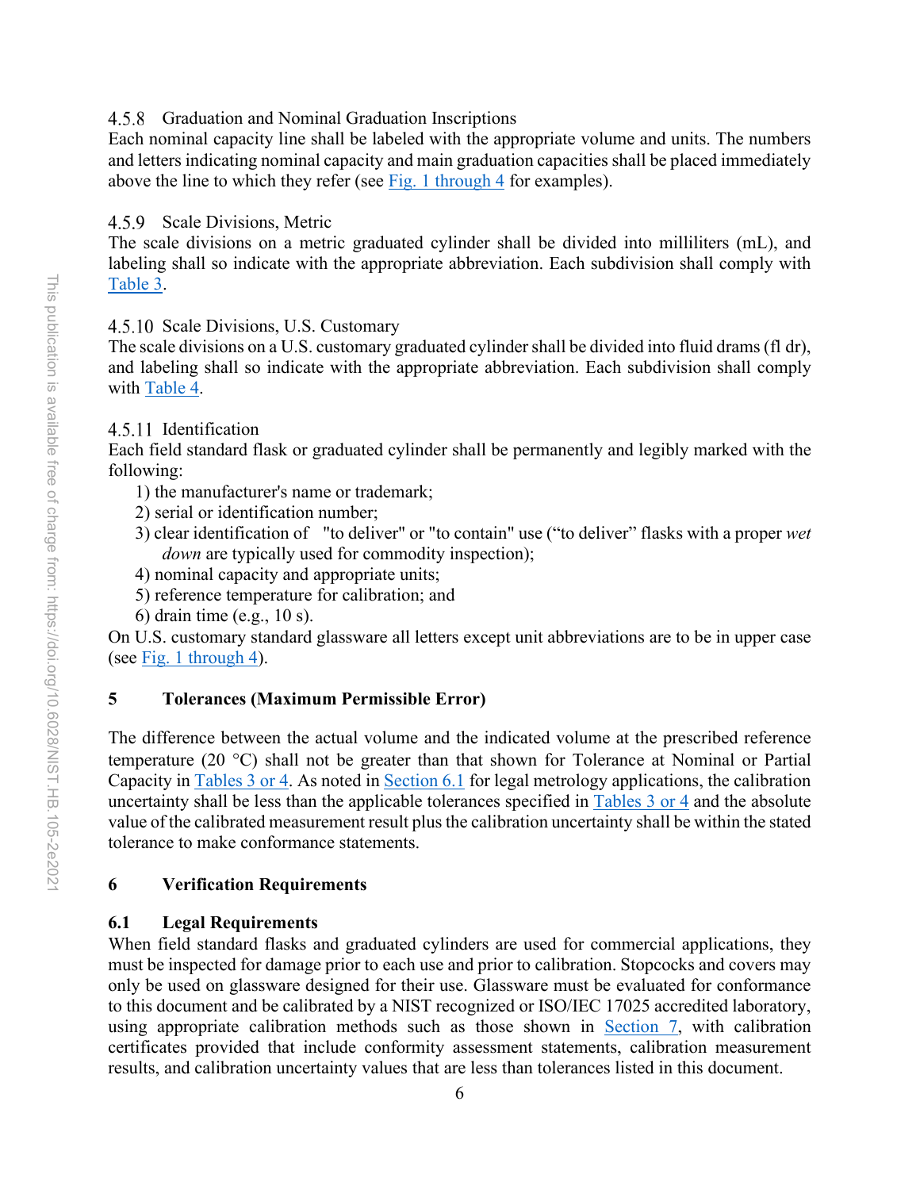#### 4.5.8 Graduation and Nominal Graduation Inscriptions

Each nominal capacity line shall be labeled with the appropriate volume and units. The numbers and letters indicating nominal capacity and main graduation capacities shall be placed immediately above the line to which they refer (see Fig. 1 through 4 for examples).

#### 4.5.9 Scale Divisions, Metric

The scale divisions on a metric graduated cylinder shall be divided into milliliters (mL), and labeling shall so indicate with the appropriate abbreviation. Each subdivision shall comply with Table 3.

#### 4.5.10 Scale Divisions, U.S. Customary

The scale divisions on a U.S. customary graduated cylinder shall be divided into fluid drams (fl dr), and labeling shall so indicate with the appropriate abbreviation. Each subdivision shall comply with Table 4.

#### 4.5.11 Identification

Each field standard flask or graduated cylinder shall be permanently and legibly marked with the following:

1) the manufacturer's name or trademark;
2) serial or identification number;
3) clear identification of "to deliver" or "to contain" use ("to deliver" flasks with a proper *wet down* are typically used for commodity inspection);
4) nominal capacity and appropriate units;
5) reference temperature for calibration; and
6) drain time (e.g., 10 s).

On U.S. customary standard glassware all letters except unit abbreviations are to be in upper case (see Fig. 1 through 4).

## 5 Tolerances (Maximum Permissible Error)

The difference between the actual volume and the indicated volume at the prescribed reference temperature (20 °C) shall not be greater than that shown for Tolerance at Nominal or Partial Capacity in Tables 3 or 4. As noted in Section 6.1 for legal metrology applications, the calibration uncertainty shall be less than the applicable tolerances specified in Tables 3 or 4 and the absolute value of the calibrated measurement result plus the calibration uncertainty shall be within the stated tolerance to make conformance statements.

## 6 Verification Requirements

### 6.1 Legal Requirements

When field standard flasks and graduated cylinders are used for commercial applications, they must be inspected for damage prior to each use and prior to calibration. Stopcocks and covers may only be used on glassware designed for their use. Glassware must be evaluated for conformance to this document and be calibrated by a NIST recognized or ISO/IEC 17025 accredited laboratory, using appropriate calibration methods such as those shown in Section 7, with calibration certificates provided that include conformity assessment statements, calibration measurement results, and calibration uncertainty values that are less than tolerances listed in this document.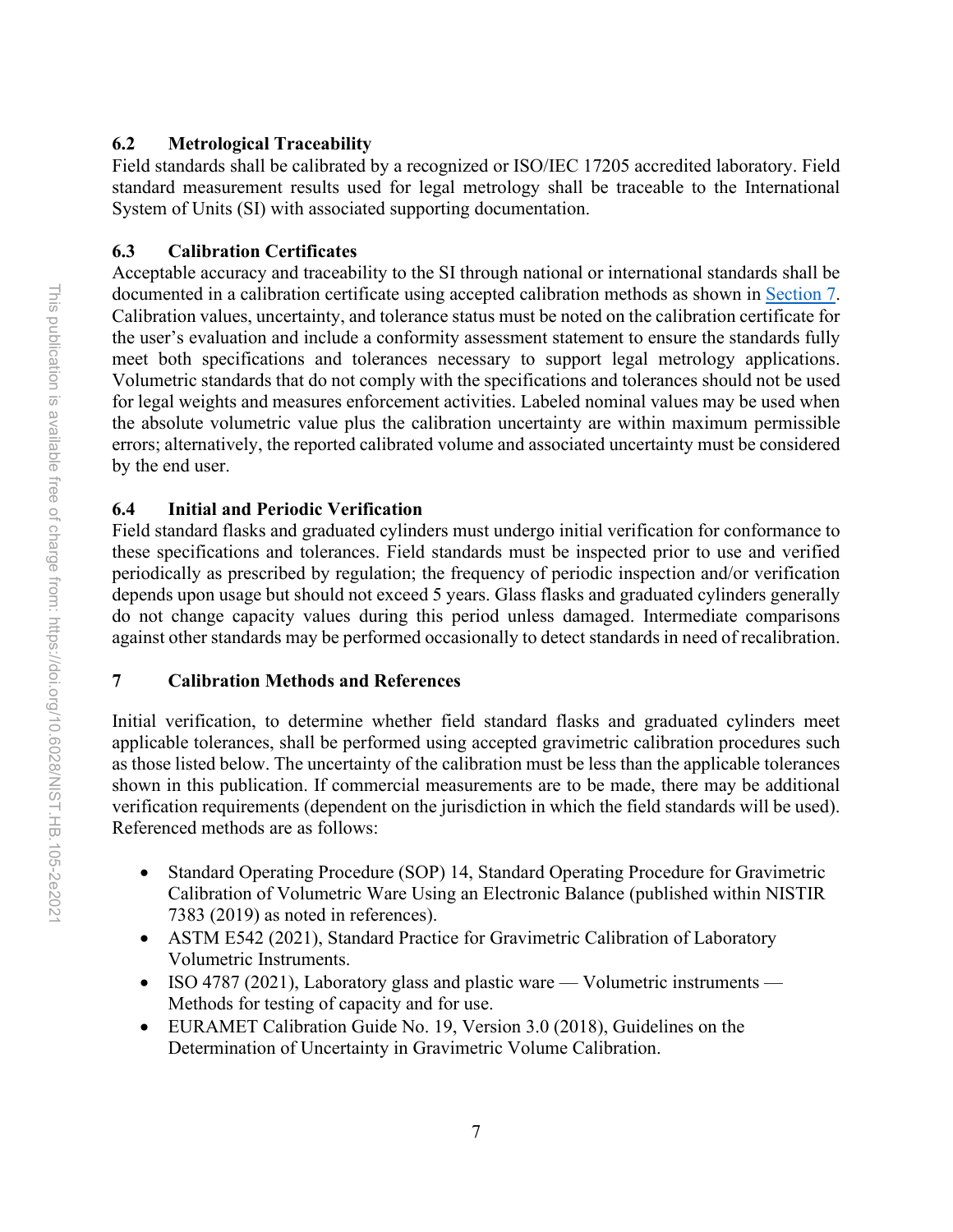## 6.2 Metrological Traceability

Field standards shall be calibrated by a recognized or ISO/IEC 17205 accredited laboratory. Field standard measurement results used for legal metrology shall be traceable to the International System of Units (SI) with associated supporting documentation.

## 6.3 Calibration Certificates

Acceptable accuracy and traceability to the SI through national or international standards shall be documented in a calibration certificate using accepted calibration methods as shown in Section 7. Calibration values, uncertainty, and tolerance status must be noted on the calibration certificate for the user's evaluation and include a conformity assessment statement to ensure the standards fully meet both specifications and tolerances necessary to support legal metrology applications. Volumetric standards that do not comply with the specifications and tolerances should not be used for legal weights and measures enforcement activities. Labeled nominal values may be used when the absolute volumetric value plus the calibration uncertainty are within maximum permissible errors; alternatively, the reported calibrated volume and associated uncertainty must be considered by the end user.

## 6.4 Initial and Periodic Verification

Field standard flasks and graduated cylinders must undergo initial verification for conformance to these specifications and tolerances. Field standards must be inspected prior to use and verified periodically as prescribed by regulation; the frequency of periodic inspection and/or verification depends upon usage but should not exceed 5 years. Glass flasks and graduated cylinders generally do not change capacity values during this period unless damaged. Intermediate comparisons against other standards may be performed occasionally to detect standards in need of recalibration.

# 7 Calibration Methods and References

Initial verification, to determine whether field standard flasks and graduated cylinders meet applicable tolerances, shall be performed using accepted gravimetric calibration procedures such as those listed below. The uncertainty of the calibration must be less than the applicable tolerances shown in this publication. If commercial measurements are to be made, there may be additional verification requirements (dependent on the jurisdiction in which the field standards will be used). Referenced methods are as follows:

- Standard Operating Procedure (SOP) 14, Standard Operating Procedure for Gravimetric Calibration of Volumetric Ware Using an Electronic Balance (published within NISTIR 7383 (2019) as noted in references).
- ASTM E542 (2021), Standard Practice for Gravimetric Calibration of Laboratory Volumetric Instruments.
- ISO 4787 (2021), Laboratory glass and plastic ware — Volumetric instruments — Methods for testing of capacity and for use.
- EURAMET Calibration Guide No. 19, Version 3.0 (2018), Guidelines on the Determination of Uncertainty in Gravimetric Volume Calibration.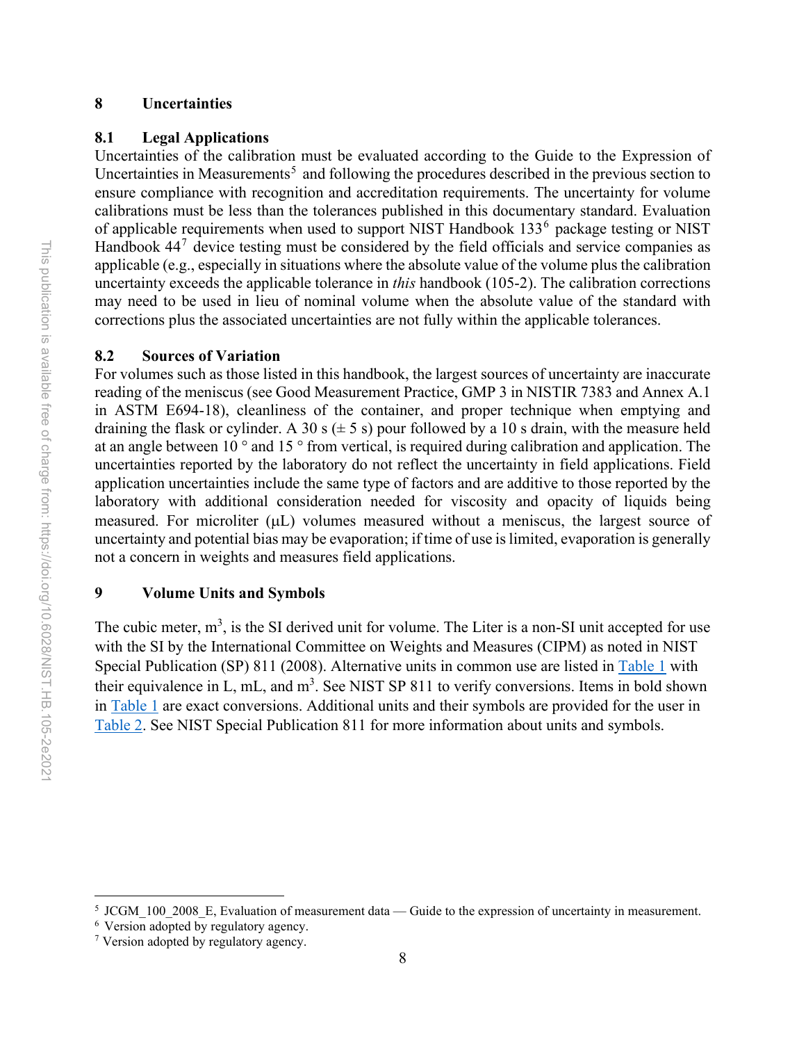# 8 Uncertainties

## 8.1 Legal Applications

Uncertainties of the calibration must be evaluated according to the Guide to the Expression of Uncertainties in Measurements[5] and following the procedures described in the previous section to ensure compliance with recognition and accreditation requirements. The uncertainty for volume calibrations must be less than the tolerances published in this documentary standard. Evaluation of applicable requirements when used to support NIST Handbook 133[6] package testing or NIST Handbook 44[7] device testing must be considered by the field officials and service companies as applicable (e.g., especially in situations where the absolute value of the volume plus the calibration uncertainty exceeds the applicable tolerance in *this* handbook (105-2). The calibration corrections may need to be used in lieu of nominal volume when the absolute value of the standard with corrections plus the associated uncertainties are not fully within the applicable tolerances.

## 8.2 Sources of Variation

For volumes such as those listed in this handbook, the largest sources of uncertainty are inaccurate reading of the meniscus (see Good Measurement Practice, GMP 3 in NISTIR 7383 and Annex A.1 in ASTM E694-18), cleanliness of the container, and proper technique when emptying and draining the flask or cylinder. A 30 s (± 5 s) pour followed by a 10 s drain, with the measure held at an angle between 10 ° and 15 ° from vertical, is required during calibration and application. The uncertainties reported by the laboratory do not reflect the uncertainty in field applications. Field application uncertainties include the same type of factors and are additive to those reported by the laboratory with additional consideration needed for viscosity and opacity of liquids being measured. For microliter (µL) volumes measured without a meniscus, the largest source of uncertainty and potential bias may be evaporation; if time of use is limited, evaporation is generally not a concern in weights and measures field applications.

# 9 Volume Units and Symbols

The cubic meter, $m^3$, is the SI derived unit for volume. The Liter is a non-SI unit accepted for use with the SI by the International Committee on Weights and Measures (CIPM) as noted in NIST Special Publication (SP) 811 (2008). Alternative units in common use are listed in Table 1 with their equivalence in L, mL, and $m^3$. See NIST SP 811 to verify conversions. Items in bold shown in Table 1 are exact conversions. Additional units and their symbols are provided for the user in Table 2. See NIST Special Publication 811 for more information about units and symbols.

---

[5] JCGM_100_2008_E, Evaluation of measurement data — Guide to the expression of uncertainty in measurement.

[6] Version adopted by regulatory agency.

[7] Version adopted by regulatory agency.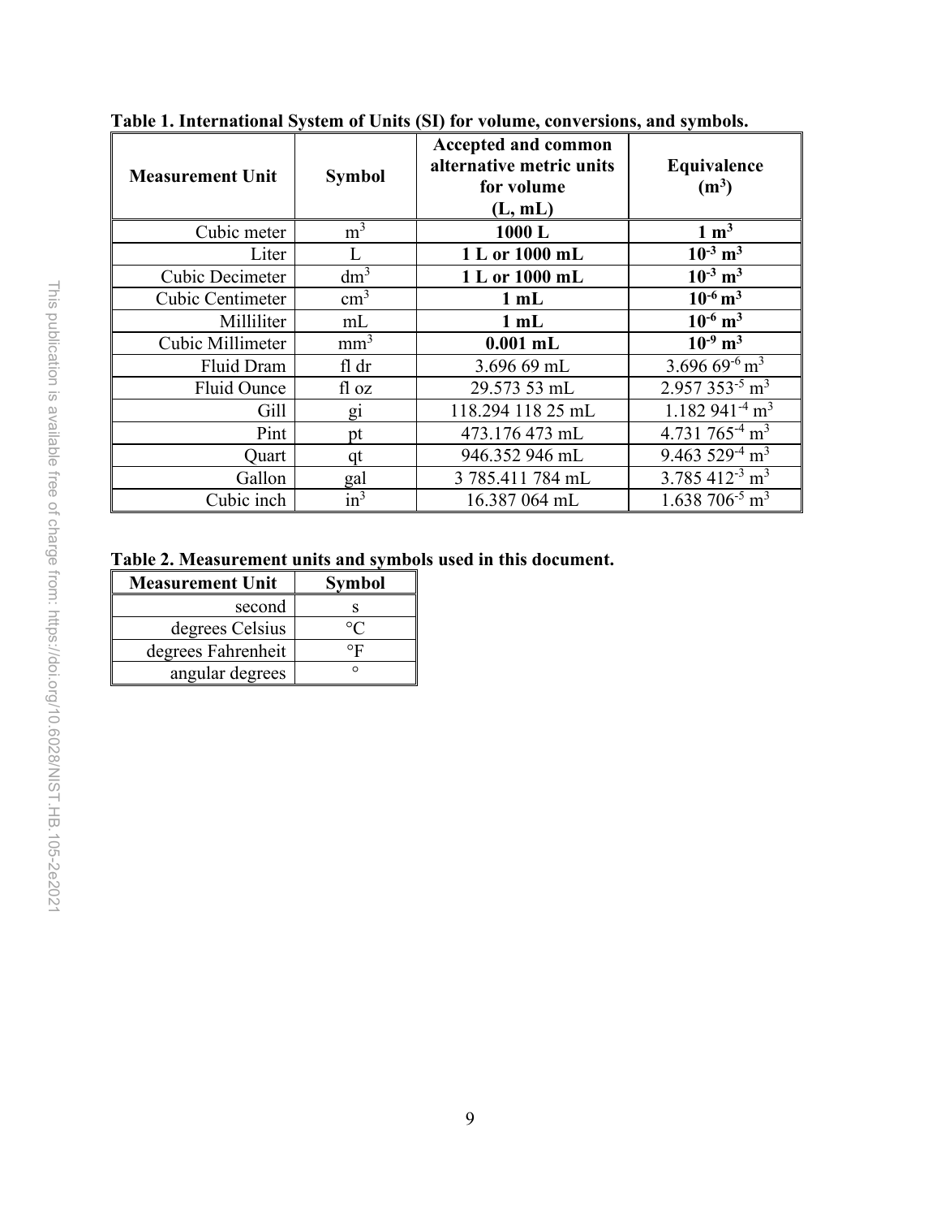**Table 1. International System of Units (SI) for volume, conversions, and symbols.**

| Measurement Unit | Symbol | Accepted and common alternative metric units for volume (L, mL) | Equivalence ($m^3$) |
|---|---|---|---|
| Cubic meter | $m^3$ | **1000 L** | **1 $m^3$** |
| Liter | L | **1 L or 1000 mL** | **$10^{-3}$ $m^3$** |
| Cubic Decimeter | $dm^3$ | **1 L or 1000 mL** | **$10^{-3}$ $m^3$** |
| Cubic Centimeter | $cm^3$ | **1 mL** | **$10^{-6}$ $m^3$** |
| Milliliter | mL | **1 mL** | **$10^{-6}$ $m^3$** |
| Cubic Millimeter | $mm^3$ | **0.001 mL** | **$10^{-9}$ $m^3$** |
| Fluid Dram | fl dr | 3.696 69 mL | $3.696\ 69^{-6}$ $m^3$ |
| Fluid Ounce | fl oz | 29.573 53 mL | $2.957\ 353^{-5}$ $m^3$ |
| Gill | gi | 118.294 118 25 mL | $1.182\ 941^{-4}$ $m^3$ |
| Pint | pt | 473.176 473 mL | $4.731\ 765^{-4}$ $m^3$ |
| Quart | qt | 946.352 946 mL | $9.463\ 529^{-4}$ $m^3$ |
| Gallon | gal | 3 785.411 784 mL | $3.785\ 412^{-3}$ $m^3$ |
| Cubic inch | $in^3$ | 16.387 064 mL | $1.638\ 706^{-5}$ $m^3$ |

**Table 2. Measurement units and symbols used in this document.**

| Measurement Unit | Symbol |
|---|---|
| second | s |
| degrees Celsius | °C |
| degrees Fahrenheit | °F |
| angular degrees | ° |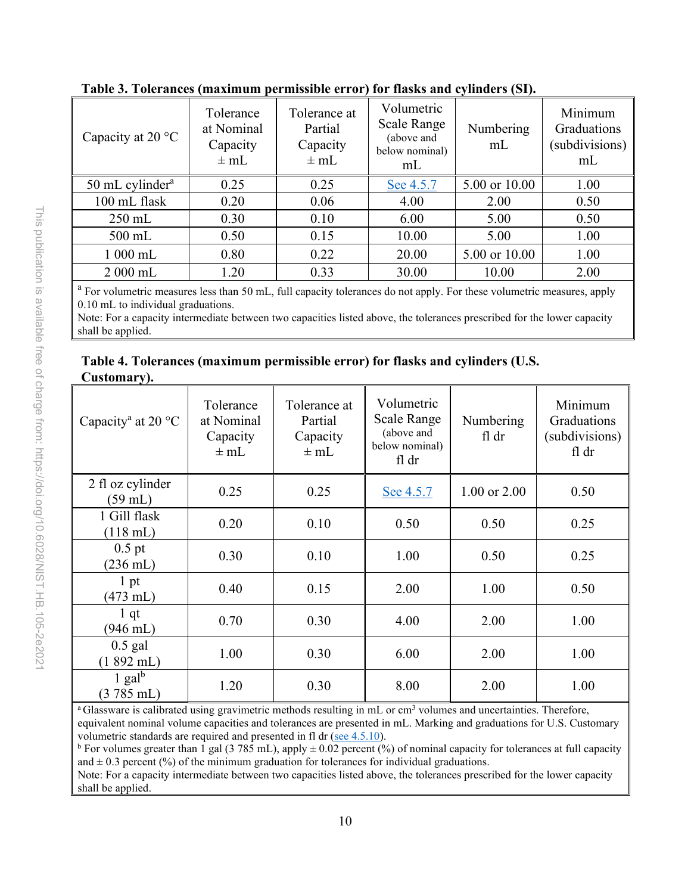**Table 3. Tolerances (maximum permissible error) for flasks and cylinders (SI).**

| Capacity at 20 °C | Tolerance at Nominal Capacity ± mL | Tolerance at Partial Capacity ± mL | Volumetric Scale Range (above and below nominal) mL | Numbering mL | Minimum Graduations (subdivisions) mL |
|---|---|---|---|---|---|
| 50 mL cylinder[a] | 0.25 | 0.25 | See 4.5.7 | 5.00 or 10.00 | 1.00 |
| 100 mL flask | 0.20 | 0.06 | 4.00 | 2.00 | 0.50 |
| 250 mL | 0.30 | 0.10 | 6.00 | 5.00 | 0.50 |
| 500 mL | 0.50 | 0.15 | 10.00 | 5.00 | 1.00 |
| 1 000 mL | 0.80 | 0.22 | 20.00 | 5.00 or 10.00 | 1.00 |
| 2 000 mL | 1.20 | 0.33 | 30.00 | 10.00 | 2.00 |

[a] For volumetric measures less than 50 mL, full capacity tolerances do not apply. For these volumetric measures, apply 0.10 mL to individual graduations.

Note: For a capacity intermediate between two capacities listed above, the tolerances prescribed for the lower capacity shall be applied.

**Table 4. Tolerances (maximum permissible error) for flasks and cylinders (U.S. Customary).**

| Capacity[a] at 20 °C | Tolerance at Nominal Capacity ± mL | Tolerance at Partial Capacity ± mL | Volumetric Scale Range (above and below nominal) fl dr | Numbering fl dr | Minimum Graduations (subdivisions) fl dr |
|---|---|---|---|---|---|
| 2 fl oz cylinder (59 mL) | 0.25 | 0.25 | See 4.5.7 | 1.00 or 2.00 | 0.50 |
| 1 Gill flask (118 mL) | 0.20 | 0.10 | 0.50 | 0.50 | 0.25 |
| 0.5 pt (236 mL) | 0.30 | 0.10 | 1.00 | 0.50 | 0.25 |
| 1 pt (473 mL) | 0.40 | 0.15 | 2.00 | 1.00 | 0.50 |
| 1 qt (946 mL) | 0.70 | 0.30 | 4.00 | 2.00 | 1.00 |
| 0.5 gal (1 892 mL) | 1.00 | 0.30 | 6.00 | 2.00 | 1.00 |
| 1 gal[b] (3 785 mL) | 1.20 | 0.30 | 8.00 | 2.00 | 1.00 |

[a] Glassware is calibrated using gravimetric methods resulting in mL or $cm^3$ volumes and uncertainties. Therefore, equivalent nominal volume capacities and tolerances are presented in mL. Marking and graduations for U.S. Customary volumetric standards are required and presented in fl dr (see 4.5.10).

[b] For volumes greater than 1 gal (3 785 mL), apply ± 0.02 percent (%) of nominal capacity for tolerances at full capacity and ± 0.3 percent (%) of the minimum graduation for tolerances for individual graduations.

Note: For a capacity intermediate between two capacities listed above, the tolerances prescribed for the lower capacity shall be applied.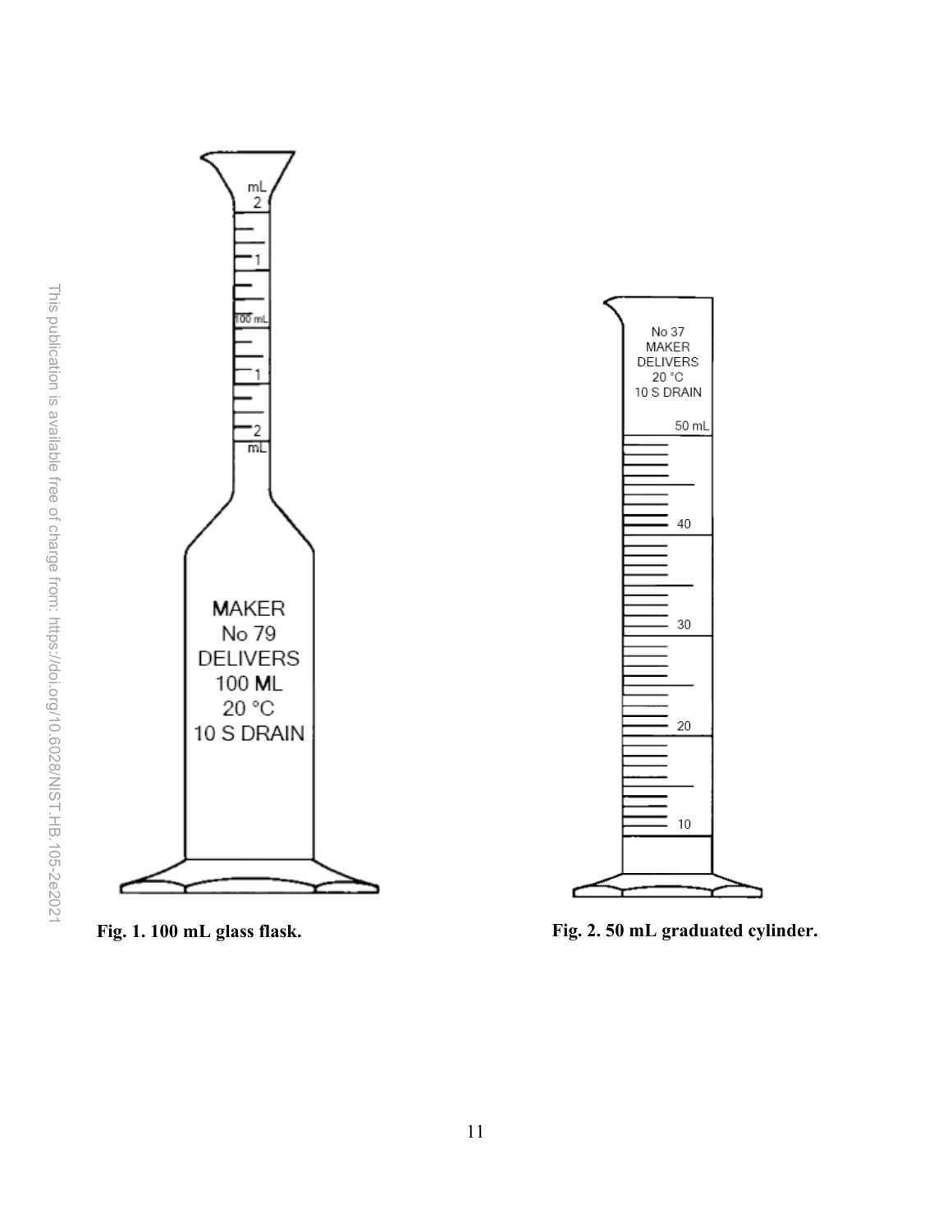Fig. 1. 100 mL glass flask.

Fig. 2. 50 mL graduated cylinder.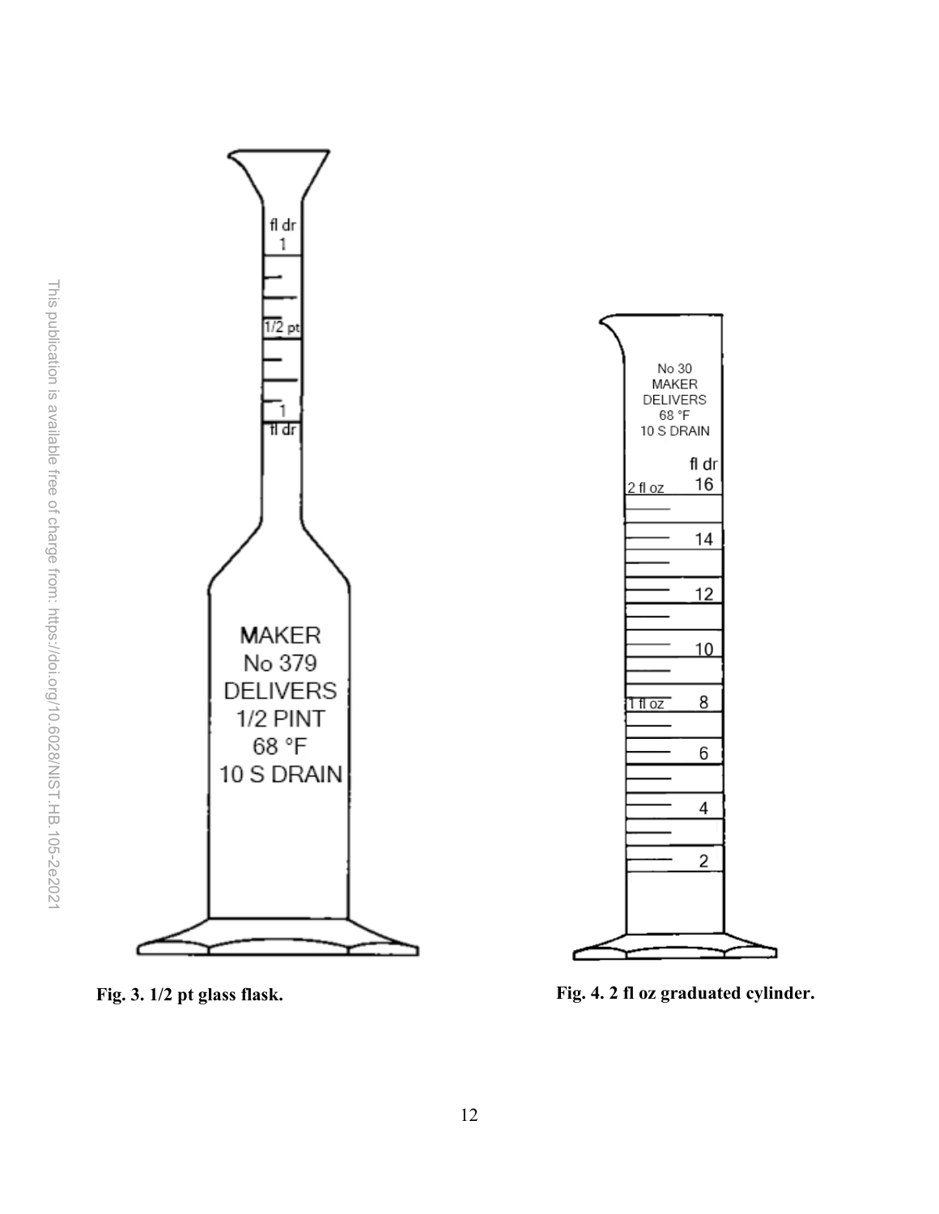MAKER
No 379
DELIVERS
1/2 PINT
68 °F
10 S DRAIN

fl dr
1

1/2 pt

1
fl dr

Fig. 3. 1/2 pt glass flask.

No 30
MAKER
DELIVERS
68 °F
10 S DRAIN

fl dr
2 fl oz 16
14
12
10
1 fl oz 8
6
4
2

Fig. 4. 2 fl oz graduated cylinder.